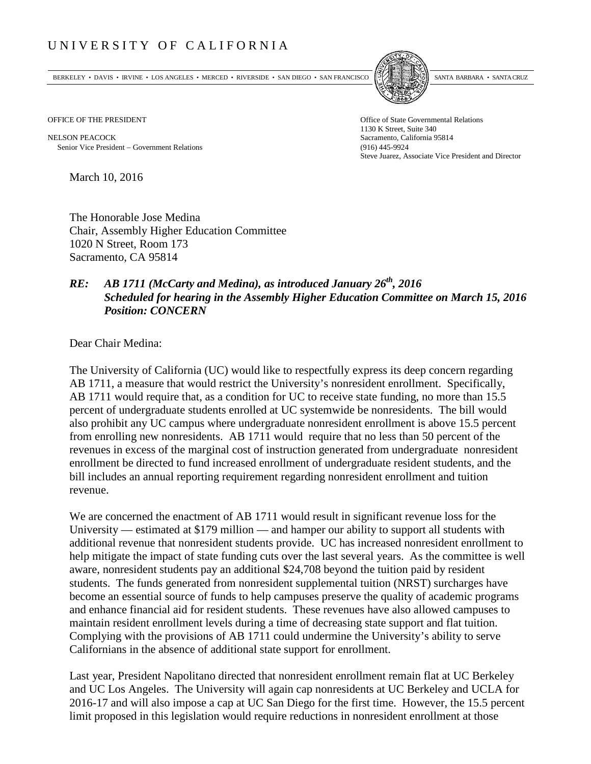# UNIVERSITY OF CALIFORNIA

BERKELEY • DAVIS • IRVINE • LOS ANGELES • MERCED • RIVERSIDE • SAN DIEGO • SAN FRANCISCO SANTA BARBARA • SANTA CRUZ

OFFICE OF THE PRESIDENT

NELSON PEACOCK
Senior Vice President – Government Relations

Office of State Governmental Relations
1130 K Street, Suite 340
Sacramento, California 95814
(916) 445-9924
Steve Juarez, Associate Vice President and Director

March 10, 2016

The Honorable Jose Medina
Chair, Assembly Higher Education Committee
1020 N Street, Room 173
Sacramento, CA 95814

***RE: AB 1711 (McCarty and Medina), as introduced January 26th, 2016***
***Scheduled for hearing in the Assembly Higher Education Committee on March 15, 2016***
***Position: CONCERN***

Dear Chair Medina:

The University of California (UC) would like to respectfully express its deep concern regarding AB 1711, a measure that would restrict the University's nonresident enrollment. Specifically, AB 1711 would require that, as a condition for UC to receive state funding, no more than 15.5 percent of undergraduate students enrolled at UC systemwide be nonresidents. The bill would also prohibit any UC campus where undergraduate nonresident enrollment is above 15.5 percent from enrolling new nonresidents. AB 1711 would require that no less than 50 percent of the revenues in excess of the marginal cost of instruction generated from undergraduate nonresident enrollment be directed to fund increased enrollment of undergraduate resident students, and the bill includes an annual reporting requirement regarding nonresident enrollment and tuition revenue.

We are concerned the enactment of AB 1711 would result in significant revenue loss for the University — estimated at $179 million — and hamper our ability to support all students with additional revenue that nonresident students provide. UC has increased nonresident enrollment to help mitigate the impact of state funding cuts over the last several years. As the committee is well aware, nonresident students pay an additional $24,708 beyond the tuition paid by resident students. The funds generated from nonresident supplemental tuition (NRST) surcharges have become an essential source of funds to help campuses preserve the quality of academic programs and enhance financial aid for resident students. These revenues have also allowed campuses to maintain resident enrollment levels during a time of decreasing state support and flat tuition. Complying with the provisions of AB 1711 could undermine the University's ability to serve Californians in the absence of additional state support for enrollment.

Last year, President Napolitano directed that nonresident enrollment remain flat at UC Berkeley and UC Los Angeles. The University will again cap nonresidents at UC Berkeley and UCLA for 2016-17 and will also impose a cap at UC San Diego for the first time. However, the 15.5 percent limit proposed in this legislation would require reductions in nonresident enrollment at those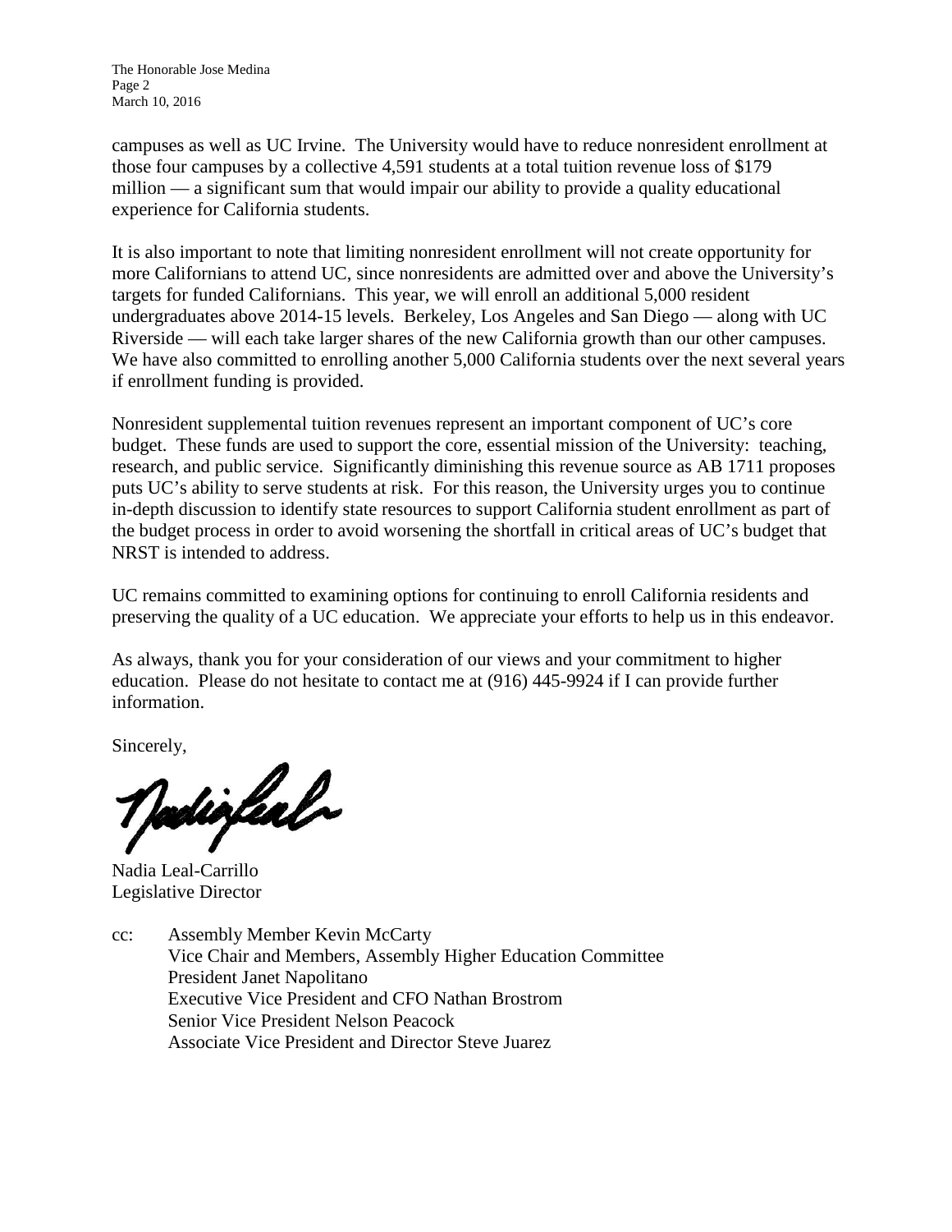campuses as well as UC Irvine. The University would have to reduce nonresident enrollment at those four campuses by a collective 4,591 students at a total tuition revenue loss of $179 million — a significant sum that would impair our ability to provide a quality educational experience for California students.

It is also important to note that limiting nonresident enrollment will not create opportunity for more Californians to attend UC, since nonresidents are admitted over and above the University's targets for funded Californians. This year, we will enroll an additional 5,000 resident undergraduates above 2014-15 levels. Berkeley, Los Angeles and San Diego — along with UC Riverside — will each take larger shares of the new California growth than our other campuses. We have also committed to enrolling another 5,000 California students over the next several years if enrollment funding is provided.

Nonresident supplemental tuition revenues represent an important component of UC's core budget. These funds are used to support the core, essential mission of the University: teaching, research, and public service. Significantly diminishing this revenue source as AB 1711 proposes puts UC's ability to serve students at risk. For this reason, the University urges you to continue in-depth discussion to identify state resources to support California student enrollment as part of the budget process in order to avoid worsening the shortfall in critical areas of UC's budget that NRST is intended to address.

UC remains committed to examining options for continuing to enroll California residents and preserving the quality of a UC education. We appreciate your efforts to help us in this endeavor.

As always, thank you for your consideration of our views and your commitment to higher education. Please do not hesitate to contact me at (916) 445-9924 if I can provide further information.

Sincerely,

Nadia Leal-Carrillo
Legislative Director

cc: Assembly Member Kevin McCarty
Vice Chair and Members, Assembly Higher Education Committee
President Janet Napolitano
Executive Vice President and CFO Nathan Brostrom
Senior Vice President Nelson Peacock
Associate Vice President and Director Steve Juarez